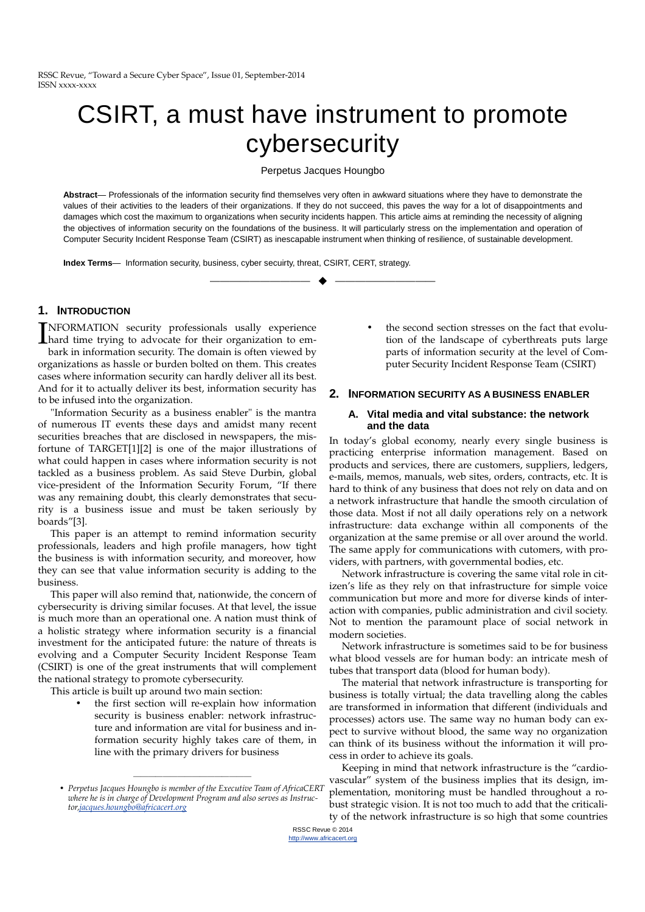# CSIRT, a must have instrument to promote cybersecurity

Perpetus Jacques Houngbo

**Abstract**— Professionals of the information security find themselves very often in awkward situations where they have to demonstrate the values of their activities to the leaders of their organizations. If they do not succeed, this paves the way for a lot of disappointments and damages which cost the maximum to organizations when security incidents happen. This article aims at reminding the necessity of aligning the objectives of information security on the foundations of the business. It will particularly stress on the implementation and operation of Computer Security Incident Response Team (CSIRT) as inescapable instrument when thinking of resilience, of sustainable development.

**Index Terms**— Information security, business, cyber secuirty, threat, CSIRT, CERT, strategy.

## 1. Introduction

INFORMATION security professionals usally experience hard time trying to advocate for their organization to embark in information security. The domain is often viewed by organizations as hassle or burden bolted on them. This creates cases where information security can hardly deliver all its best. And for it to actually deliver its best, information security has to be infused into the organization.

"Information Security as a business enabler" is the mantra of numerous IT events these days and amidst many recent securities breaches that are disclosed in newspapers, the misfortune of TARGET[1][2] is one of the major illustrations of what could happen in cases where information security is not tackled as a business problem. As said Steve Durbin, global vice-president of the Information Security Forum, "If there was any remaining doubt, this clearly demonstrates that security is a business issue and must be taken seriously by boards"[3].

This paper is an attempt to remind information security professionals, leaders and high profile managers, how tight the business is with information security, and moreover, how they can see that value information security is adding to the business.

This paper will also remind that, nationwide, the concern of cybersecurity is driving similar focuses. At that level, the issue is much more than an operational one. A nation must think of a holistic strategy where information security is a financial investment for the anticipated future: the nature of threats is evolving and a Computer Security Incident Response Team (CSIRT) is one of the great instruments that will complement the national strategy to promote cybersecurity.

This article is built up around two main section:

- the first section will re-explain how information security is business enabler: network infrastructure and information are vital for business and information security highly takes care of them, in line with the primary drivers for business
- the second section stresses on the fact that evolution of the landscape of cyberthreats puts large parts of information security at the level of Computer Security Incident Response Team (CSIRT)

## 2. Information Security as a Business Enabler

### A. Vital media and vital substance: the network and the data

In today's global economy, nearly every single business is practicing enterprise information management. Based on products and services, there are customers, suppliers, ledgers, e-mails, memos, manuals, web sites, orders, contracts, etc. It is hard to think of any business that does not rely on data and on a network infrastructure that handle the smooth circulation of those data. Most if not all daily operations rely on a network infrastructure: data exchange within all components of the organization at the same premise or all over around the world. The same apply for communications with cutomers, with providers, with partners, with governmental bodies, etc.

Network infrastructure is covering the same vital role in citizen's life as they rely on that infrastructure for simple voice communication but more and more for diverse kinds of interaction with companies, public administration and civil society. Not to mention the paramount place of social network in modern societies.

Network infrastructure is sometimes said to be for business what blood vessels are for human body: an intricate mesh of tubes that transport data (blood for human body).

The material that network infrastructure is transporting for business is totally virtual; the data travelling along the cables are transformed in information that different (individuals and processes) actors use. The same way no human body can expect to survive without blood, the same way no organization can think of its business without the information it will process in order to achieve its goals.

Keeping in mind that network infrastructure is the "cardiovascular" system of the business implies that its design, implementation, monitoring must be handled throughout a robust strategic vision. It is not too much to add that the criticality of the network infrastructure is so high that some countries

---

- *Perpetus Jacques Houngbo is member of the Executive Team of AfricaCERT where he is in charge of Development Program and also serves as Instructor, jacques.houngbo@africacert.org*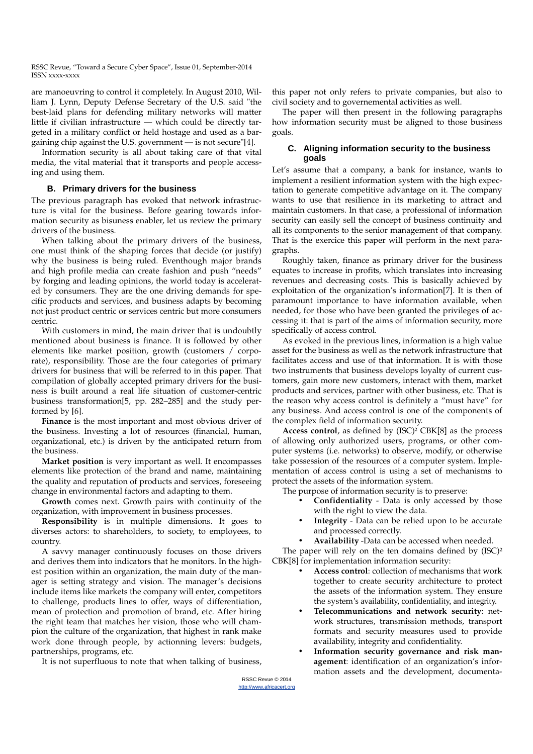are manoeuvring to control it completely. In August 2010, William J. Lynn, Deputy Defense Secretary of the U.S. said "the best-laid plans for defending military networks will matter little if civilian infrastructure — which could be directly targeted in a military conflict or held hostage and used as a bargaining chip against the U.S. government — is not secure"[4].

Information security is all about taking care of that vital media, the vital material that it transports and people accessing and using them.

### B. Primary drivers for the business

The previous paragraph has evoked that network infrastructure is vital for the business. Before gearing towards information security as bisuness enabler, let us review the primary drivers of the business.

When talking about the primary drivers of the business, one must think of the shaping forces that decide (or justify) why the business is being ruled. Eventhough major brands and high profile media can create fashion and push "needs" by forging and leading opinions, the world today is accelerated by consumers. They are the one driving demands for specific products and services, and business adapts by becoming not just product centric or services centric but more consumers centric.

With customers in mind, the main driver that is undoubtly mentioned about business is finance. It is followed by other elements like market position, growth (customers / corporate), responsibility. Those are the four categories of primary drivers for business that will be referred to in this paper. That compilation of globally accepted primary drivers for the business is built around a real life situation of customer-centric business transformation[5, pp. 282–285] and the study performed by [6].

**Finance** is the most important and most obvious driver of the business. Investing a lot of resources (financial, human, organizational, etc.) is driven by the anticipated return from the business.

**Market position** is very important as well. It encompasses elements like protection of the brand and name, maintaining the quality and reputation of products and services, foreseeing change in environmental factors and adapting to them.

**Growth** comes next. Growth pairs with continuity of the organization, with improvement in business processes.

**Responsibility** is in multiple dimensions. It goes to diverses actors: to shareholders, to society, to employees, to country.

A savvy manager continuously focuses on those drivers and derives them into indicators that he monitors. In the highest position within an organization, the main duty of the manager is setting strategy and vision. The manager's decisions include items like markets the company will enter, competitors to challenge, products lines to offer, ways of differentiation, mean of protection and promotion of brand, etc. After hiring the right team that matches her vision, those who will champion the culture of the organization, that highest in rank make work done through people, by actionning levers: budgets, partnerships, programs, etc.

It is not superfluous to note that when talking of business, this paper not only refers to private companies, but also to civil society and to governemental activities as well.

The paper will then present in the following paragraphs how information security must be aligned to those business goals.

### C. Aligning information security to the business goals

Let's assume that a company, a bank for instance, wants to implement a resilient information system with the high expectation to generate competitive advantage on it. The company wants to use that resilience in its marketing to attract and maintain customers. In that case, a professional of information security can easily sell the concept of business continuity and all its components to the senior management of that company. That is the exercice this paper will perform in the next paragraphs.

Roughly taken, finance as primary driver for the business equates to increase in profits, which translates into increasing revenues and decreasing costs. This is basically achieved by exploitation of the organization's information[7]. It is then of paramount importance to have information available, when needed, for those who have been granted the privileges of accessing it: that is part of the aims of information security, more specifically of access control.

As evoked in the previous lines, information is a high value asset for the business as well as the network infrastructure that facilitates access and use of that information. It is with those two instruments that business develops loyalty of current customers, gain more new customers, interact with them, market products and services, partner with other business, etc. That is the reason why access control is definitely a "must have" for any business. And access control is one of the components of the complex field of information security.

**Access control**, as defined by (ISC)² CBK[8] as the process of allowing only authorized users, programs, or other computer systems (i.e. networks) to observe, modify, or otherwise take possession of the resources of a computer system. Implementation of access control is using a set of mechanisms to protect the assets of the information system.

The purpose of information security is to preserve:

- **Confidentiality** - Data is only accessed by those with the right to view the data.
- **Integrity** - Data can be relied upon to be accurate and processed correctly.
- **Availability** -Data can be accessed when needed.

The paper will rely on the ten domains defined by (ISC)² CBK[8] for implementation information security:

- **Access control**: collection of mechanisms that work together to create security architecture to protect the assets of the information system. They ensure the system's availability, confidentiality, and integrity.
- **Telecommunications and network security**: network structures, transmission methods, transport formats and security measures used to provide availability, integrity and confidentiality.
- **Information security governance and risk management**: identification of an organization's information assets and the development, documenta-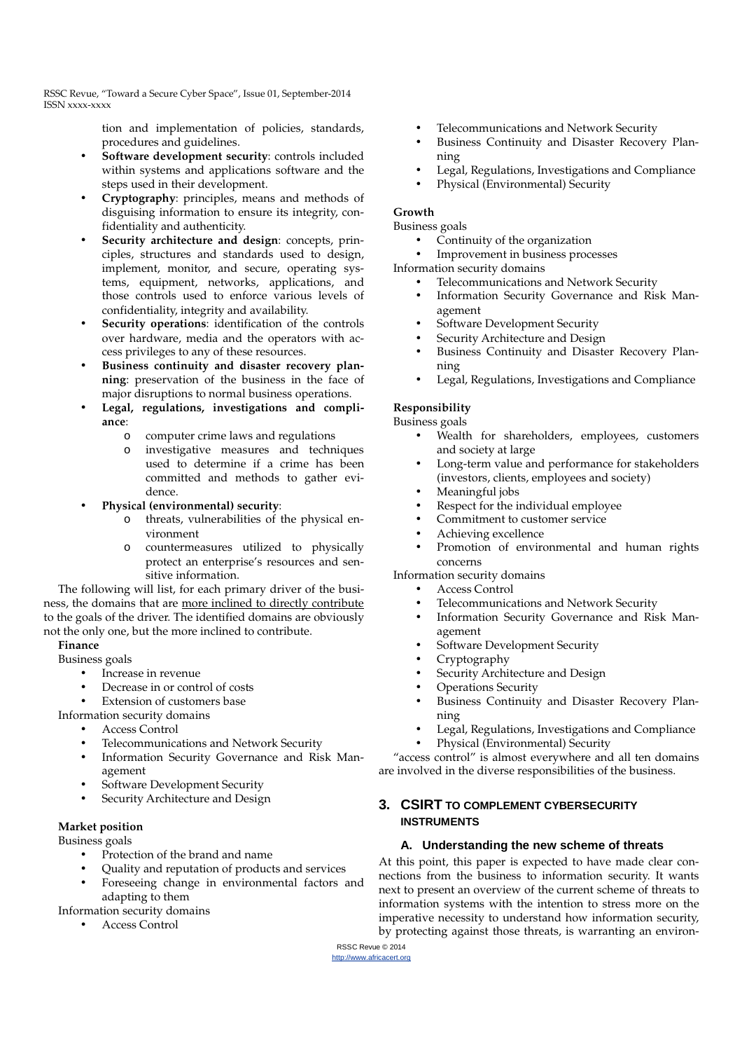tion and implementation of policies, standards, procedures and guidelines.

- **Software development security**: controls included within systems and applications software and the steps used in their development.
- **Cryptography**: principles, means and methods of disguising information to ensure its integrity, confidentiality and authenticity.
- **Security architecture and design**: concepts, principles, structures and standards used to design, implement, monitor, and secure, operating systems, equipment, networks, applications, and those controls used to enforce various levels of confidentiality, integrity and availability.
- **Security operations**: identification of the controls over hardware, media and the operators with access privileges to any of these resources.
- **Business continuity and disaster recovery planning**: preservation of the business in the face of major disruptions to normal business operations.
- **Legal, regulations, investigations and compliance**:
  - computer crime laws and regulations
  - investigative measures and techniques used to determine if a crime has been committed and methods to gather evidence.
- **Physical (environmental) security**:
  - threats, vulnerabilities of the physical environment
  - countermeasures utilized to physically protect an enterprise's resources and sensitive information.

The following will list, for each primary driver of the business, the domains that are more inclined to directly contribute to the goals of the driver. The identified domains are obviously not the only one, but the more inclined to contribute.

**Finance**

Business goals

- Increase in revenue
- Decrease in or control of costs
- Extension of customers base

Information security domains

- Access Control
- Telecommunications and Network Security
- Information Security Governance and Risk Management
- Software Development Security
- Security Architecture and Design

**Market position**

Business goals

- Protection of the brand and name
- Quality and reputation of products and services
- Foreseeing change in environmental factors and adapting to them

Information security domains

- Access Control
- Telecommunications and Network Security
- Business Continuity and Disaster Recovery Planning
- Legal, Regulations, Investigations and Compliance
- Physical (Environmental) Security

**Growth**

Business goals

- Continuity of the organization
- Improvement in business processes

Information security domains

- Telecommunications and Network Security
- Information Security Governance and Risk Management
- Software Development Security
- Security Architecture and Design
- Business Continuity and Disaster Recovery Planning
- Legal, Regulations, Investigations and Compliance

**Responsibility**

Business goals

- Wealth for shareholders, employees, customers and society at large
- Long-term value and performance for stakeholders (investors, clients, employees and society)
- Meaningful jobs
- Respect for the individual employee
- Commitment to customer service
- Achieving excellence
- Promotion of environmental and human rights concerns

Information security domains

- Access Control
- Telecommunications and Network Security
- Information Security Governance and Risk Management
- Software Development Security
- Cryptography
- Security Architecture and Design
- Operations Security
- Business Continuity and Disaster Recovery Planning
- Legal, Regulations, Investigations and Compliance
- Physical (Environmental) Security

"access control" is almost everywhere and all ten domains are involved in the diverse responsibilities of the business.

## 3. CSIRT TO COMPLEMENT CYBERSECURITY INSTRUMENTS

### A. Understanding the new scheme of threats

At this point, this paper is expected to have made clear connections from the business to information security. It wants next to present an overview of the current scheme of threats to information systems with the intention to stress more on the imperative necessity to understand how information security, by protecting against those threats, is warranting an environ-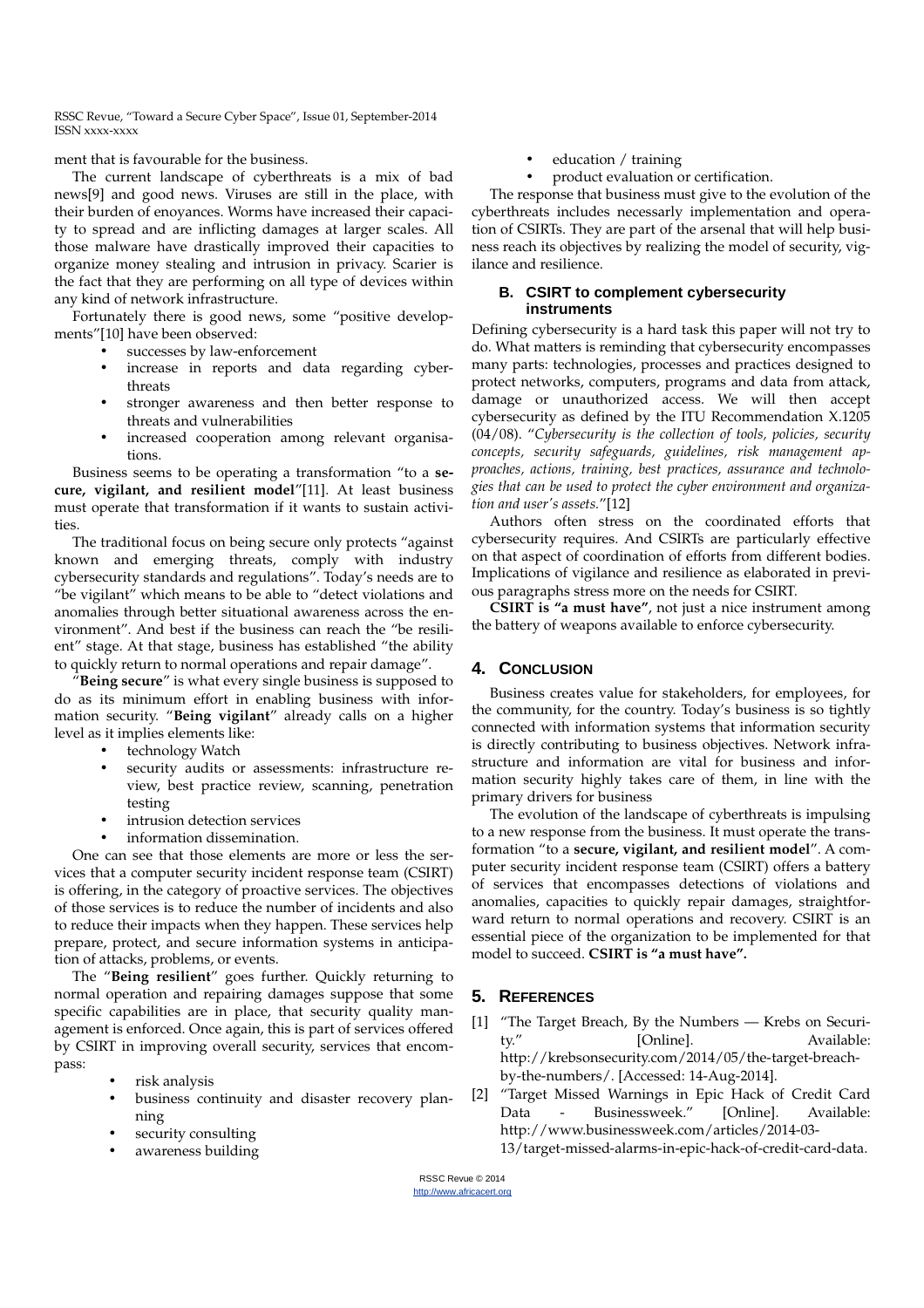ment that is favourable for the business.

The current landscape of cyberthreats is a mix of bad news[9] and good news. Viruses are still in the place, with their burden of enoyances. Worms have increased their capacity to spread and are inflicting damages at larger scales. All those malware have drastically improved their capacities to organize money stealing and intrusion in privacy. Scarier is the fact that they are performing on all type of devices within any kind of network infrastructure.

Fortunately there is good news, some "positive developments"[10] have been observed:

- successes by law-enforcement
- increase in reports and data regarding cyberthreats
- stronger awareness and then better response to threats and vulnerabilities
- increased cooperation among relevant organisations.

Business seems to be operating a transformation "to a **secure, vigilant, and resilient model**"[11]. At least business must operate that transformation if it wants to sustain activities.

The traditional focus on being secure only protects "against known and emerging threats, comply with industry cybersecurity standards and regulations". Today's needs are to "be vigilant" which means to be able to "detect violations and anomalies through better situational awareness across the environment". And best if the business can reach the "be resilient" stage. At that stage, business has established "the ability to quickly return to normal operations and repair damage".

"**Being secure**" is what every single business is supposed to do as its minimum effort in enabling business with information security. "**Being vigilant**" already calls on a higher level as it implies elements like:

- technology Watch
- security audits or assessments: infrastructure review, best practice review, scanning, penetration testing
- intrusion detection services
- information dissemination.

One can see that those elements are more or less the services that a computer security incident response team (CSIRT) is offering, in the category of proactive services. The objectives of those services is to reduce the number of incidents and also to reduce their impacts when they happen. These services help prepare, protect, and secure information systems in anticipation of attacks, problems, or events.

The "**Being resilient**" goes further. Quickly returning to normal operation and repairing damages suppose that some specific capabilities are in place, that security quality management is enforced. Once again, this is part of services offered by CSIRT in improving overall security, services that encompass:

- risk analysis
- business continuity and disaster recovery planning
- security consulting
- awareness building
- education / training
- product evaluation or certification.

The response that business must give to the evolution of the cyberthreats includes necessarly implementation and operation of CSIRTs. They are part of the arsenal that will help business reach its objectives by realizing the model of security, vigilance and resilience.

### B. CSIRT to complement cybersecurity instruments

Defining cybersecurity is a hard task this paper will not try to do. What matters is reminding that cybersecurity encompasses many parts: technologies, processes and practices designed to protect networks, computers, programs and data from attack, damage or unauthorized access. We will then accept cybersecurity as defined by the ITU Recommendation X.1205 (04/08). "*Cybersecurity is the collection of tools, policies, security concepts, security safeguards, guidelines, risk management approaches, actions, training, best practices, assurance and technologies that can be used to protect the cyber environment and organization and user's assets.*"[12]

Authors often stress on the coordinated efforts that cybersecurity requires. And CSIRTs are particularly effective on that aspect of coordination of efforts from different bodies. Implications of vigilance and resilience as elaborated in previous paragraphs stress more on the needs for CSIRT.

**CSIRT is "a must have"**, not just a nice instrument among the battery of weapons available to enforce cybersecurity.

## 4. Conclusion

Business creates value for stakeholders, for employees, for the community, for the country. Today's business is so tightly connected with information systems that information security is directly contributing to business objectives. Network infrastructure and information are vital for business and information security highly takes care of them, in line with the primary drivers for business

The evolution of the landscape of cyberthreats is impulsing to a new response from the business. It must operate the transformation "to a **secure, vigilant, and resilient model**". A computer security incident response team (CSIRT) offers a battery of services that encompasses detections of violations and anomalies, capacities to quickly repair damages, straightforward return to normal operations and recovery. CSIRT is an essential piece of the organization to be implemented for that model to succeed. **CSIRT is "a must have".**

## 5. References

[1] "The Target Breach, By the Numbers — Krebs on Security." [Online]. Available: http://krebsonsecurity.com/2014/05/the-target-breach-by-the-numbers/. [Accessed: 14-Aug-2014].

[2] "Target Missed Warnings in Epic Hack of Credit Card Data - Businessweek." [Online]. Available: http://www.businessweek.com/articles/2014-03-13/target-missed-alarms-in-epic-hack-of-credit-card-data.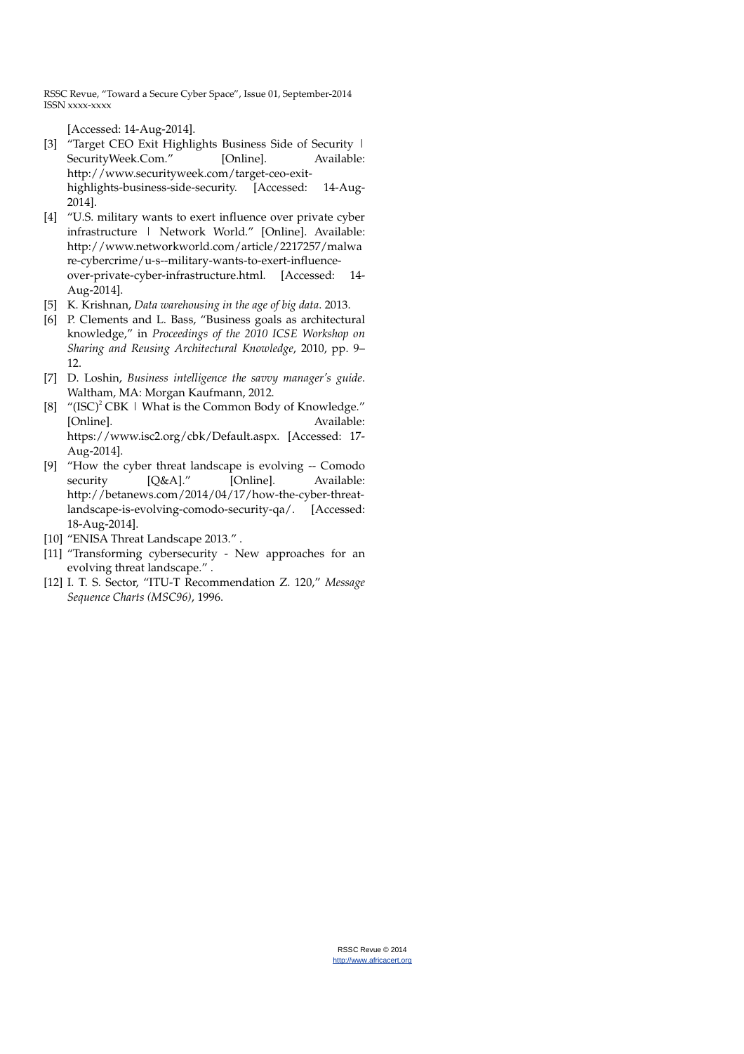[Accessed: 14-Aug-2014].

- [3] "Target CEO Exit Highlights Business Side of Security | SecurityWeek.Com." [Online]. Available: http://www.securityweek.com/target-ceo-exit-highlights-business-side-security. [Accessed: 14-Aug-2014].
- [4] "U.S. military wants to exert influence over private cyber infrastructure | Network World." [Online]. Available: http://www.networkworld.com/article/2217257/malware-cybercrime/u-s--military-wants-to-exert-influence-over-private-cyber-infrastructure.html. [Accessed: 14-Aug-2014].
- [5] K. Krishnan, *Data warehousing in the age of big data*. 2013.
- [6] P. Clements and L. Bass, "Business goals as architectural knowledge," in *Proceedings of the 2010 ICSE Workshop on Sharing and Reusing Architectural Knowledge*, 2010, pp. 9–12.
- [7] D. Loshin, *Business intelligence the savvy manager's guide*. Waltham, MA: Morgan Kaufmann, 2012.
- [8] "(ISC)$^2$ CBK | What is the Common Body of Knowledge." [Online]. Available: https://www.isc2.org/cbk/Default.aspx. [Accessed: 17-Aug-2014].
- [9] "How the cyber threat landscape is evolving -- Comodo security [Q&A]." [Online]. Available: http://betanews.com/2014/04/17/how-the-cyber-threat-landscape-is-evolving-comodo-security-qa/. [Accessed: 18-Aug-2014].
- [10] "ENISA Threat Landscape 2013." .
- [11] "Transforming cybersecurity - New approaches for an evolving threat landscape." .
- [12] I. T. S. Sector, "ITU-T Recommendation Z. 120," *Message Sequence Charts (MSC96)*, 1996.